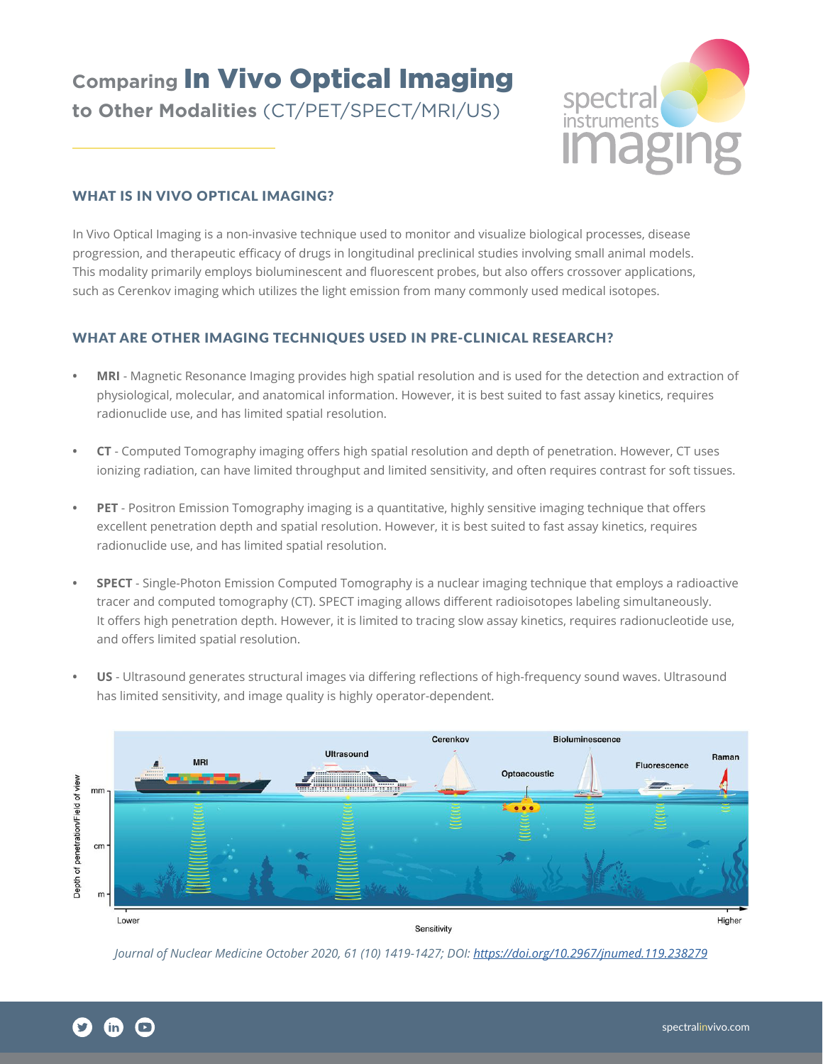# Comparing **In Vivo Optical Imaging** to Other Modalities (CT/PET/SPECT/MRI/US)

## WHAT IS IN VIVO OPTICAL IMAGING?

In Vivo Optical Imaging is a non-invasive technique used to monitor and visualize biological processes, disease progression, and therapeutic efficacy of drugs in longitudinal preclinical studies involving small animal models. This modality primarily employs bioluminescent and fluorescent probes, but also offers crossover applications, such as Cerenkov imaging which utilizes the light emission from many commonly used medical isotopes.

## WHAT ARE OTHER IMAGING TECHNIQUES USED IN PRE-CLINICAL RESEARCH?

- **MRI** - Magnetic Resonance Imaging provides high spatial resolution and is used for the detection and extraction of physiological, molecular, and anatomical information. However, it is best suited to fast assay kinetics, requires radionuclide use, and has limited spatial resolution.
- **CT** - Computed Tomography imaging offers high spatial resolution and depth of penetration. However, CT uses ionizing radiation, can have limited throughput and limited sensitivity, and often requires contrast for soft tissues.
- **PET** - Positron Emission Tomography imaging is a quantitative, highly sensitive imaging technique that offers excellent penetration depth and spatial resolution. However, it is best suited to fast assay kinetics, requires radionuclide use, and has limited spatial resolution.
- **SPECT** - Single-Photon Emission Computed Tomography is a nuclear imaging technique that employs a radioactive tracer and computed tomography (CT). SPECT imaging allows different radioisotopes labeling simultaneously. It offers high penetration depth. However, it is limited to tracing slow assay kinetics, requires radionucleotide use, and offers limited spatial resolution.
- **US** - Ultrasound generates structural images via differing reflections of high-frequency sound waves. Ultrasound has limited sensitivity, and image quality is highly operator-dependent.

*Journal of Nuclear Medicine October 2020, 61 (10) 1419-1427; DOI: https://doi.org/10.2967/jnumed.119.238279*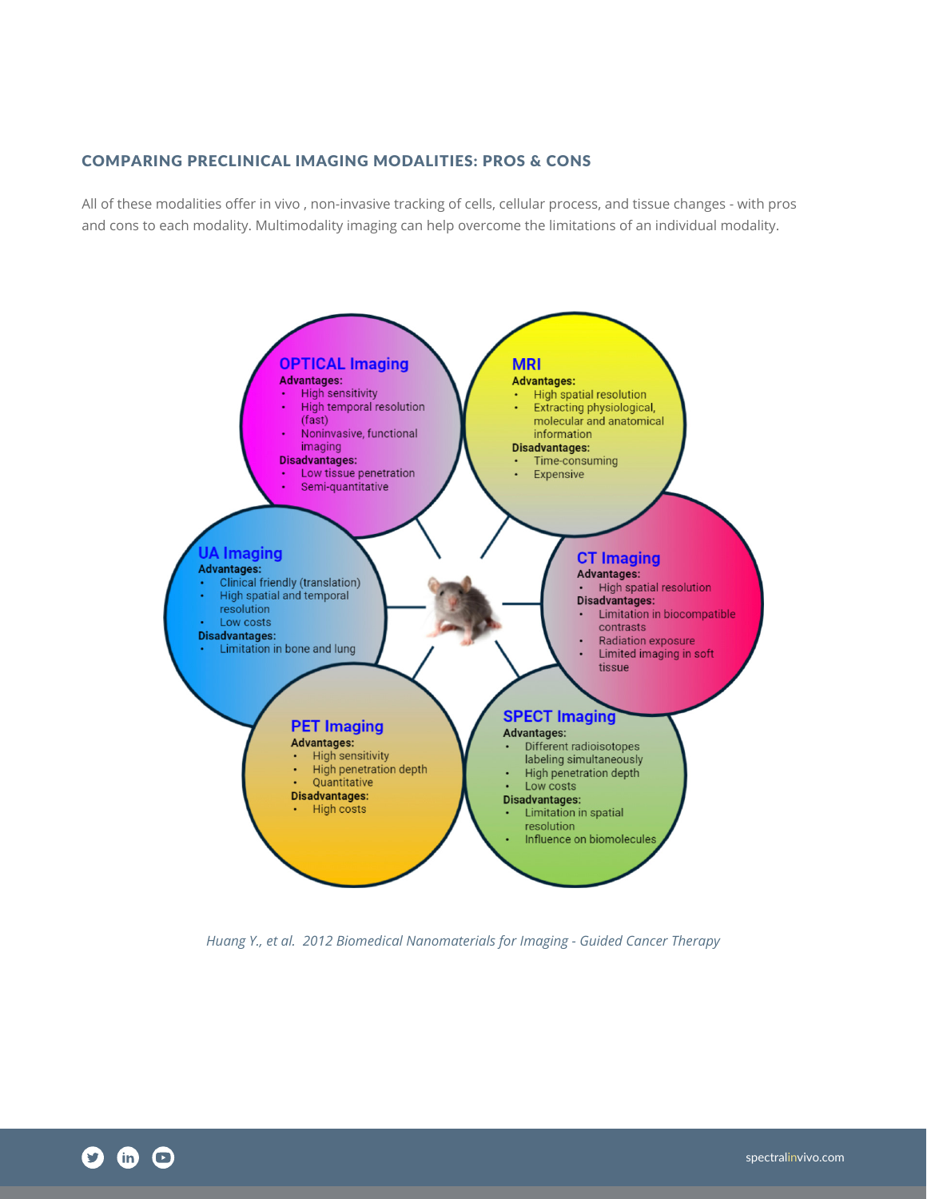## COMPARING PRECLINICAL IMAGING MODALITIES: PROS & CONS

All of these modalities offer in vivo , non-invasive tracking of cells, cellular process, and tissue changes - with pros and cons to each modality. Multimodality imaging can help overcome the limitations of an individual modality.

### OPTICAL Imaging

**Advantages:**

- High sensitivity
- High temporal resolution (fast)
- Noninvasive, functional imaging

**Disadvantages:**

- Low tissue penetration
- Semi-quantitative

### MRI

**Advantages:**

- High spatial resolution
- Extracting physiological, molecular and anatomical information

**Disadvantages:**

- Time-consuming
- Expensive

### UA Imaging

**Advantages:**

- Clinical friendly (translation)
- High spatial and temporal resolution
- Low costs

**Disadvantages:**

- Limitation in bone and lung

### CT Imaging

**Advantages:**

- High spatial resolution

**Disadvantages:**

- Limitation in biocompatible contrasts
- Radiation exposure
- Limited imaging in soft tissue

### PET Imaging

**Advantages:**

- High sensitivity
- High penetration depth
- Quantitative

**Disadvantages:**

- High costs

### SPECT Imaging

**Advantages:**

- Different radioisotopes labeling simultaneously
- High penetration depth
- Low costs

**Disadvantages:**

- Limitation in spatial resolution
- Influence on biomolecules

*Huang Y., et al. 2012 Biomedical Nanomaterials for Imaging - Guided Cancer Therapy*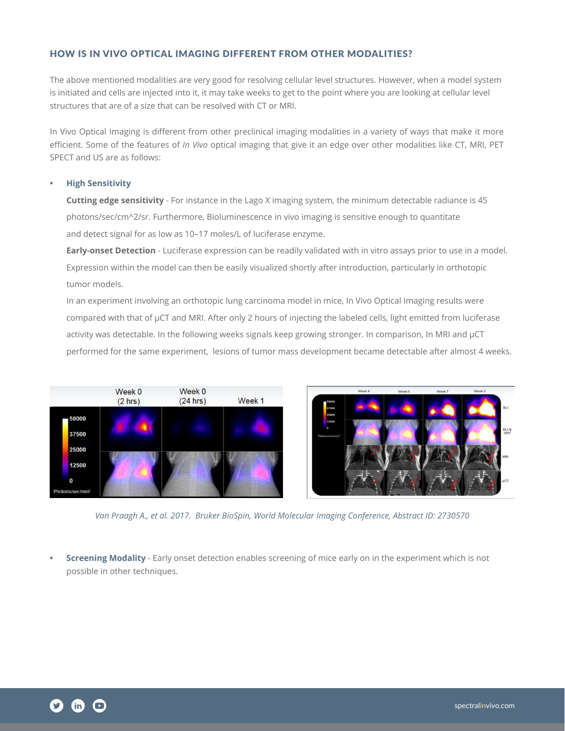## HOW IS IN VIVO OPTICAL IMAGING DIFFERENT FROM OTHER MODALITIES?

The above mentioned modalities are very good for resolving cellular level structures. However, when a model system is initiated and cells are injected into it, it may take weeks to get to the point where you are looking at cellular level structures that are of a size that can be resolved with CT or MRI.

In Vivo Optical Imaging is different from other preclinical imaging modalities in a variety of ways that make it more efficient. Some of the features of *In Vivo* optical imaging that give it an edge over other modalities like CT, MRI, PET SPECT and US are as follows:

- **High Sensitivity**

  **Cutting edge sensitivity** - For instance in the Lago X imaging system, the minimum detectable radiance is 45 photons/sec/cm^2/sr. Furthermore, Bioluminescence in vivo imaging is sensitive enough to quantitate and detect signal for as low as 10–17 moles/L of luciferase enzyme.

  **Early-onset Detection** - Luciferase expression can be readily validated with in vitro assays prior to use in a model. Expression within the model can then be easily visualized shortly after introduction, particularly in orthotopic tumor models.

  In an experiment involving an orthotopic lung carcinoma model in mice, In Vivo Optical Imaging results were compared with that of μCT and MRI. After only 2 hours of injecting the labeled cells, light emitted from luciferase activity was detectable. In the following weeks signals keep growing stronger. In comparison, In MRI and μCT performed for the same experiment, lesions of tumor mass development became detectable after almost 4 weeks.

*Van Praagh A., et al. 2017. Bruker BioSpin, World Molecular Imaging Conference, Abstract ID: 2730570*

- **Screening Modality** - Early onset detection enables screening of mice early on in the experiment which is not possible in other techniques.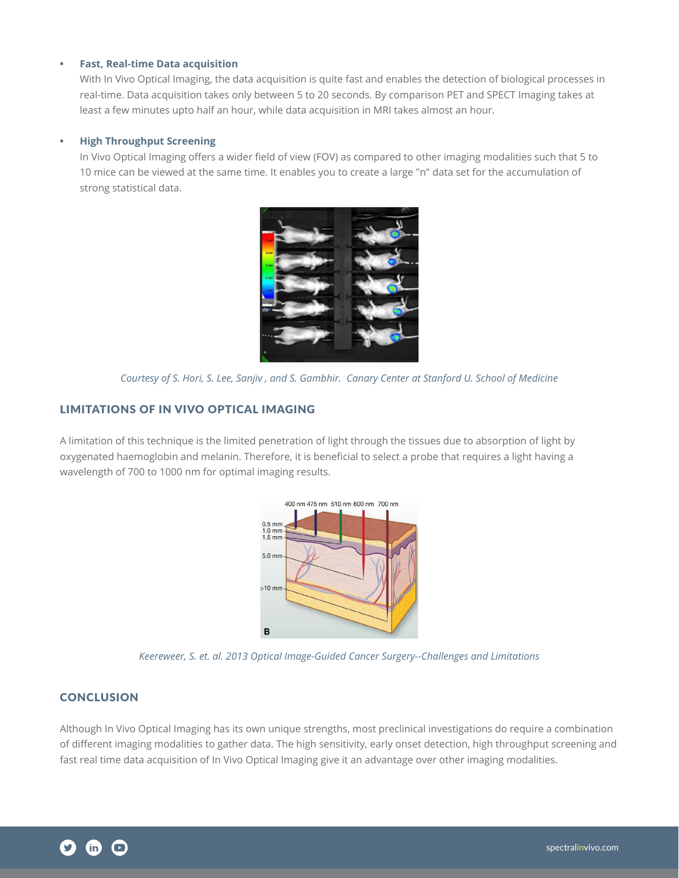- **Fast, Real-time Data acquisition**
  With In Vivo Optical Imaging, the data acquisition is quite fast and enables the detection of biological processes in real-time. Data acquisition takes only between 5 to 20 seconds. By comparison PET and SPECT Imaging takes at least a few minutes upto half an hour, while data acquisition in MRI takes almost an hour.

- **High Throughput Screening**
  In Vivo Optical Imaging offers a wider field of view (FOV) as compared to other imaging modalities such that 5 to 10 mice can be viewed at the same time. It enables you to create a large "n" data set for the accumulation of strong statistical data.

*Courtesy of S. Hori, S. Lee, Sanjiv , and S. Gambhir. Canary Center at Stanford U. School of Medicine*

## LIMITATIONS OF IN VIVO OPTICAL IMAGING

A limitation of this technique is the limited penetration of light through the tissues due to absorption of light by oxygenated haemoglobin and melanin. Therefore, it is beneficial to select a probe that requires a light having a wavelength of 700 to 1000 nm for optimal imaging results.

400 nm 475 nm 510 nm 600 nm 700 nm
0.5 mm
1.0 mm
1.5 mm
5.0 mm
>10 mm
B

*Keereweer, S. et. al. 2013 Optical Image-Guided Cancer Surgery--Challenges and Limitations*

## CONCLUSION

Although In Vivo Optical Imaging has its own unique strengths, most preclinical investigations do require a combination of different imaging modalities to gather data. The high sensitivity, early onset detection, high throughput screening and fast real time data acquisition of In Vivo Optical Imaging give it an advantage over other imaging modalities.